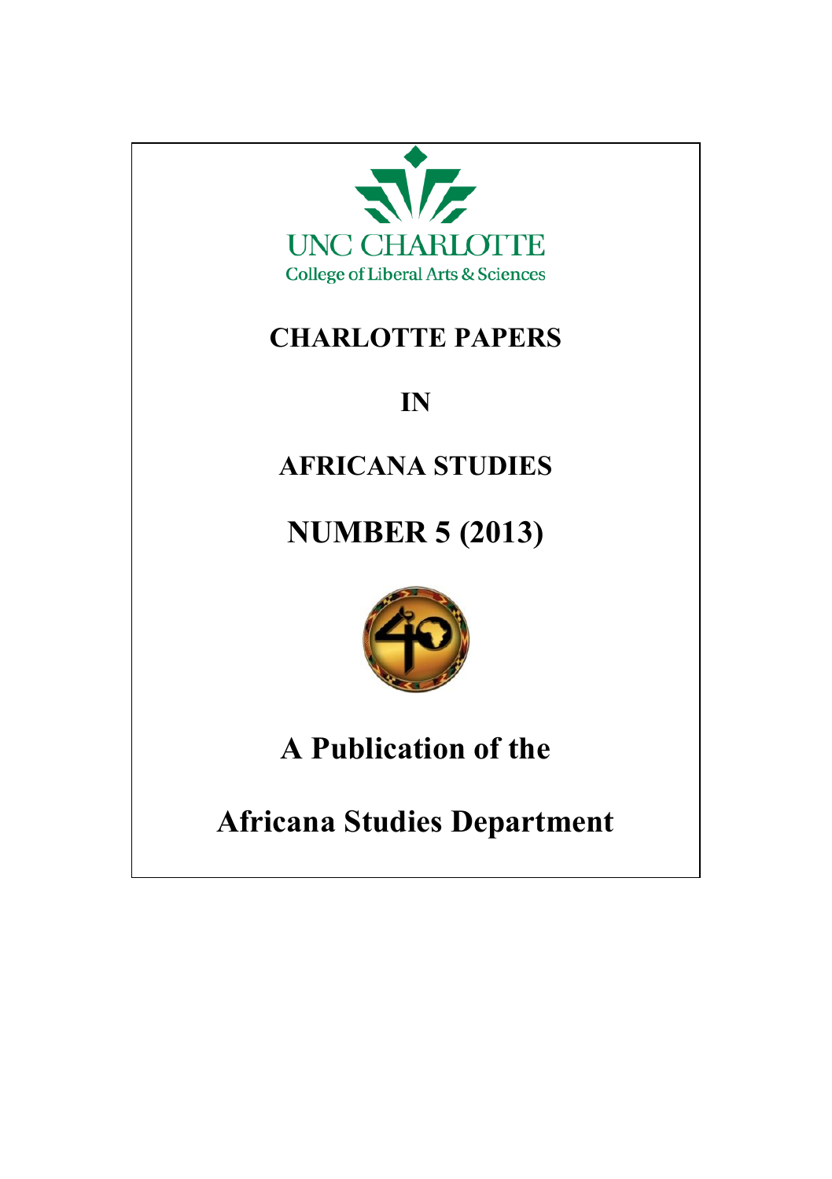UNC CHARLOTTE
College of Liberal Arts & Sciences

# CHARLOTTE PAPERS

# IN

# AFRICANA STUDIES

# NUMBER 5 (2013)

## A Publication of the

## Africana Studies Department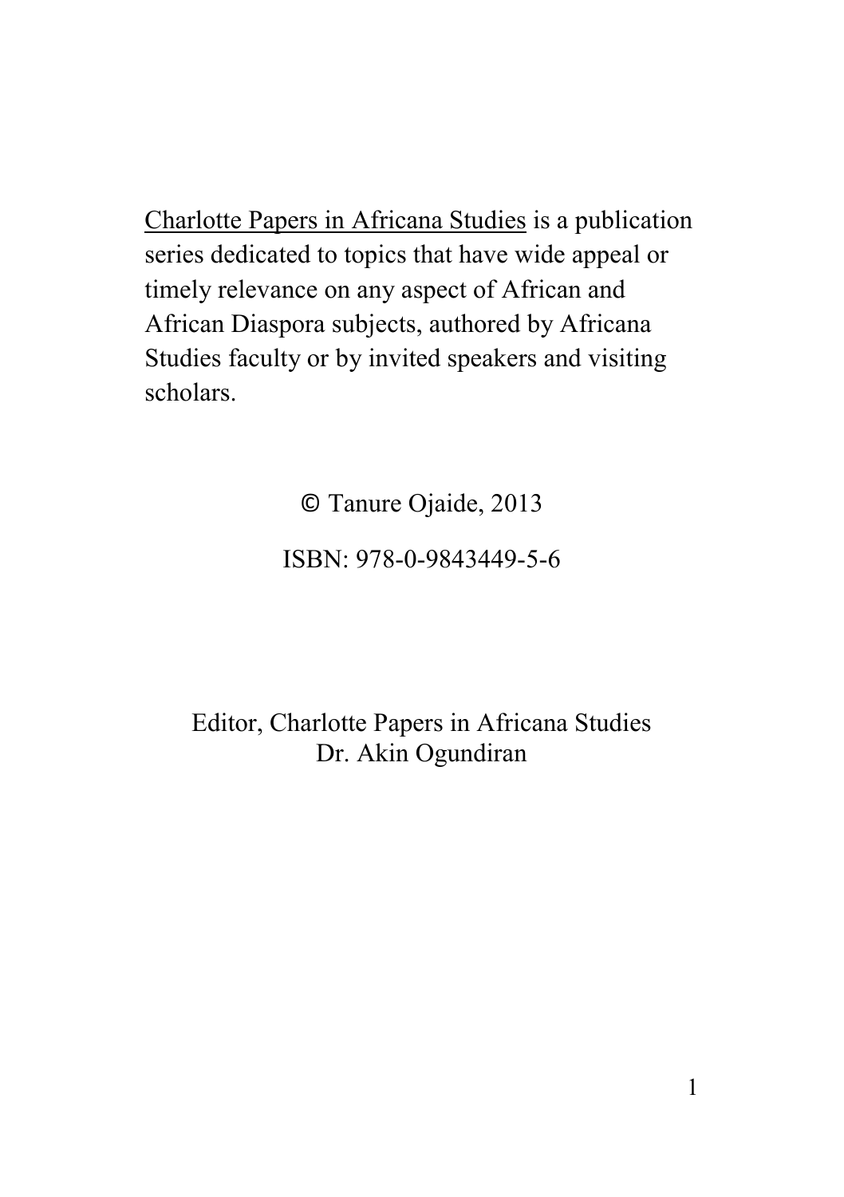Charlotte Papers in Africana Studies is a publication series dedicated to topics that have wide appeal or timely relevance on any aspect of African and African Diaspora subjects, authored by Africana Studies faculty or by invited speakers and visiting scholars.

© Tanure Ojaide, 2013

ISBN: 978-0-9843449-5-6

Editor, Charlotte Papers in Africana Studies
Dr. Akin Ogundiran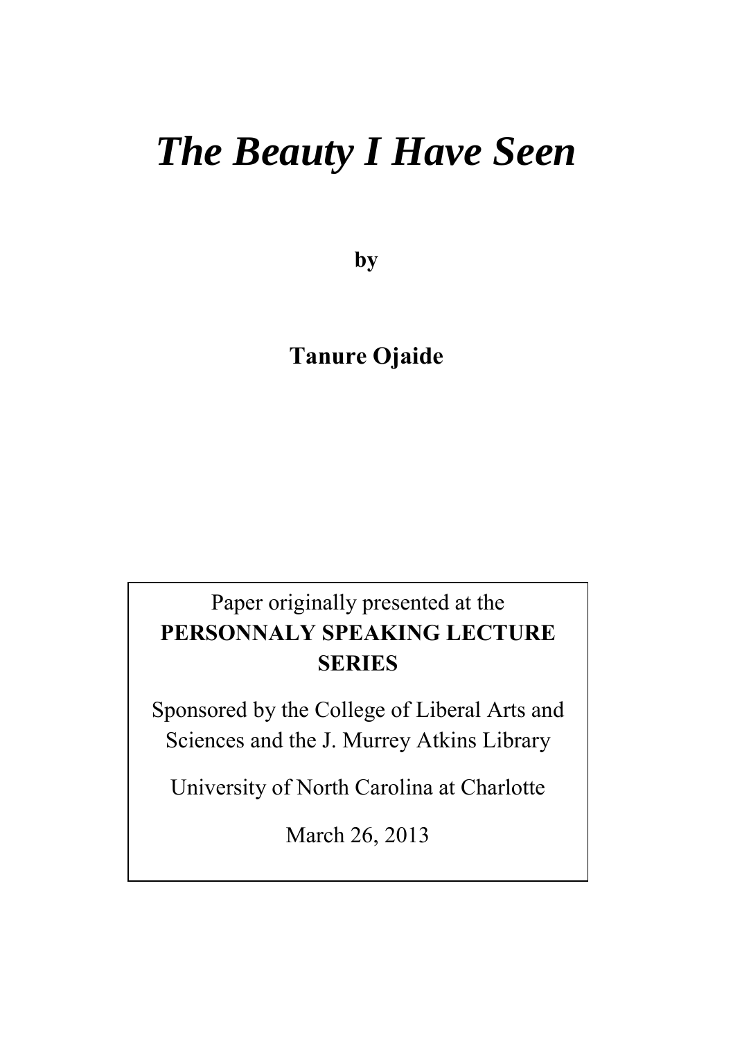# *The Beauty I Have Seen*

**by**

**Tanure Ojaide**

Paper originally presented at the
**PERSONNALY SPEAKING LECTURE SERIES**

Sponsored by the College of Liberal Arts and Sciences and the J. Murrey Atkins Library

University of North Carolina at Charlotte

March 26, 2013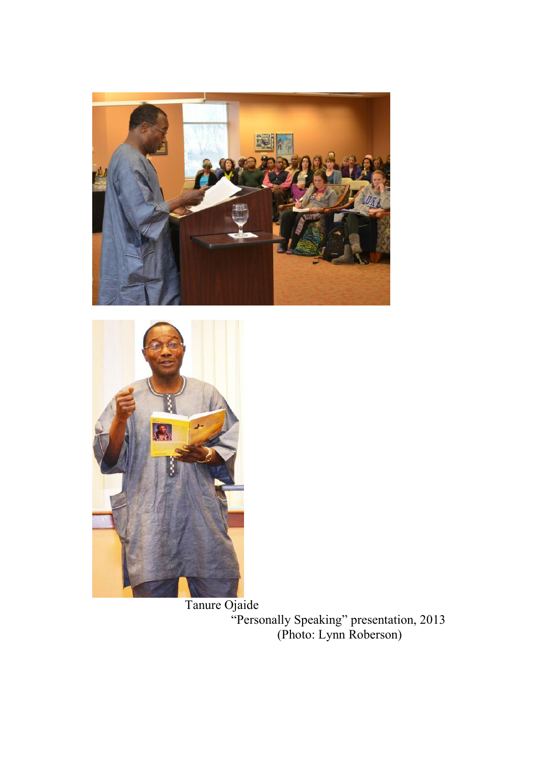Tanure Ojaide

"Personally Speaking" presentation, 2013

(Photo: Lynn Roberson)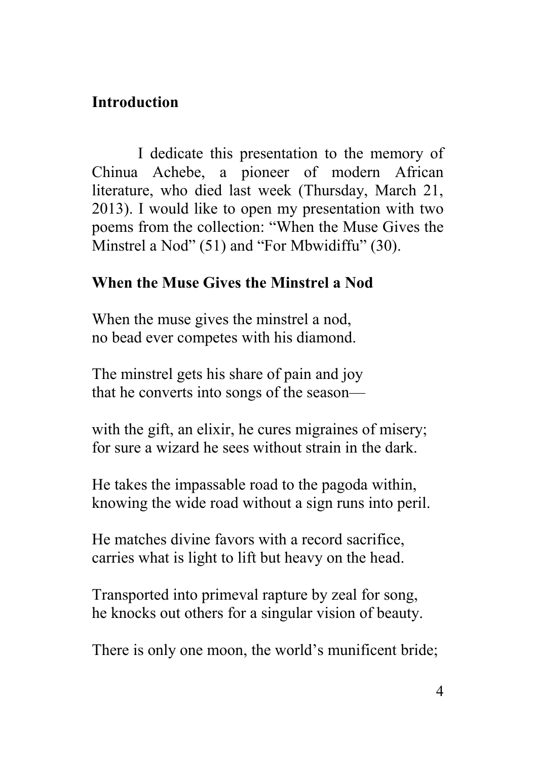## Introduction

I dedicate this presentation to the memory of Chinua Achebe, a pioneer of modern African literature, who died last week (Thursday, March 21, 2013). I would like to open my presentation with two poems from the collection: "When the Muse Gives the Minstrel a Nod" (51) and "For Mbwidiffu" (30).

### When the Muse Gives the Minstrel a Nod

When the muse gives the minstrel a nod,  
no bead ever competes with his diamond.

The minstrel gets his share of pain and joy  
that he converts into songs of the season—

with the gift, an elixir, he cures migraines of misery;  
for sure a wizard he sees without strain in the dark.

He takes the impassable road to the pagoda within,  
knowing the wide road without a sign runs into peril.

He matches divine favors with a record sacrifice,  
carries what is light to lift but heavy on the head.

Transported into primeval rapture by zeal for song,  
he knocks out others for a singular vision of beauty.

There is only one moon, the world's munificent bride;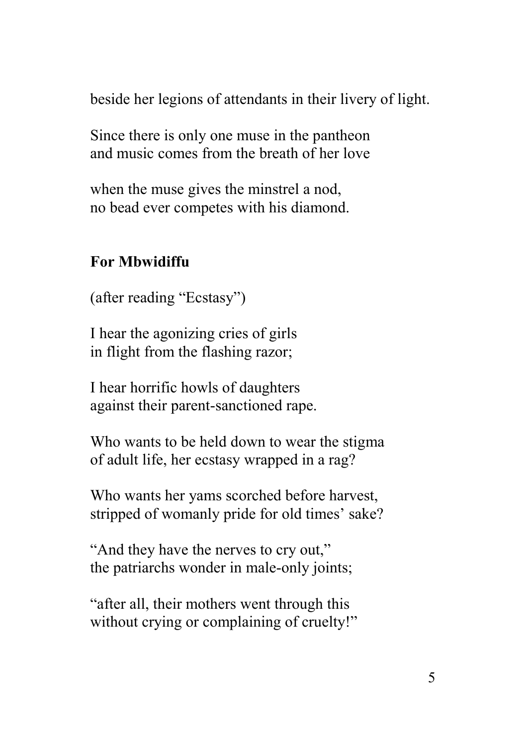beside her legions of attendants in their livery of light.

Since there is only one muse in the pantheon
and music comes from the breath of her love

when the muse gives the minstrel a nod,
no bead ever competes with his diamond.

## For Mbwidiffu

(after reading "Ecstasy")

I hear the agonizing cries of girls
in flight from the flashing razor;

I hear horrific howls of daughters
against their parent-sanctioned rape.

Who wants to be held down to wear the stigma
of adult life, her ecstasy wrapped in a rag?

Who wants her yams scorched before harvest,
stripped of womanly pride for old times' sake?

"And they have the nerves to cry out,"
the patriarchs wonder in male-only joints;

"after all, their mothers went through this
without crying or complaining of cruelty!"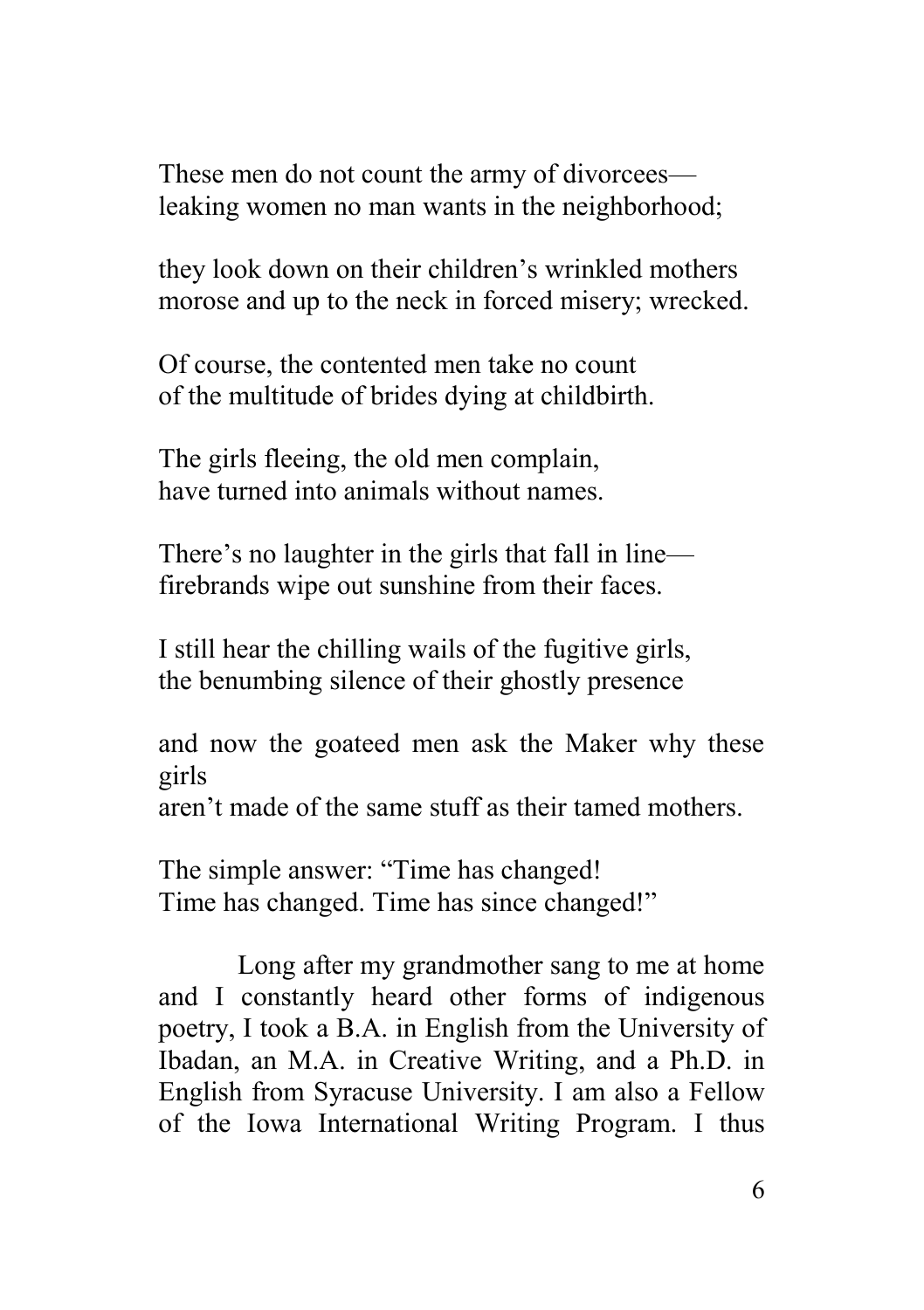These men do not count the army of divorcees—
leaking women no man wants in the neighborhood;

they look down on their children's wrinkled mothers
morose and up to the neck in forced misery; wrecked.

Of course, the contented men take no count
of the multitude of brides dying at childbirth.

The girls fleeing, the old men complain,
have turned into animals without names.

There's no laughter in the girls that fall in line—
firebrands wipe out sunshine from their faces.

I still hear the chilling wails of the fugitive girls,
the benumbing silence of their ghostly presence

and now the goateed men ask the Maker why these girls
aren't made of the same stuff as their tamed mothers.

The simple answer: "Time has changed!
Time has changed. Time has since changed!"

Long after my grandmother sang to me at home and I constantly heard other forms of indigenous poetry, I took a B.A. in English from the University of Ibadan, an M.A. in Creative Writing, and a Ph.D. in English from Syracuse University. I am also a Fellow of the Iowa International Writing Program. I thus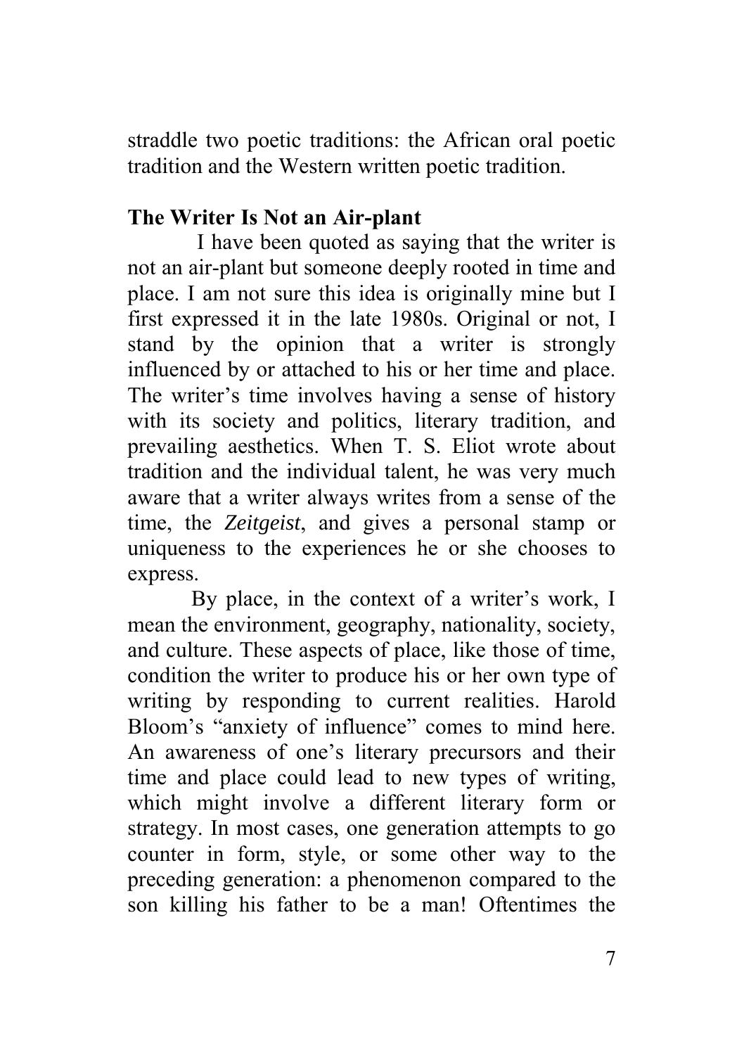straddle two poetic traditions: the African oral poetic tradition and the Western written poetic tradition.

## The Writer Is Not an Air-plant

I have been quoted as saying that the writer is not an air-plant but someone deeply rooted in time and place. I am not sure this idea is originally mine but I first expressed it in the late 1980s. Original or not, I stand by the opinion that a writer is strongly influenced by or attached to his or her time and place. The writer's time involves having a sense of history with its society and politics, literary tradition, and prevailing aesthetics. When T. S. Eliot wrote about tradition and the individual talent, he was very much aware that a writer always writes from a sense of the time, the *Zeitgeist*, and gives a personal stamp or uniqueness to the experiences he or she chooses to express.

By place, in the context of a writer's work, I mean the environment, geography, nationality, society, and culture. These aspects of place, like those of time, condition the writer to produce his or her own type of writing by responding to current realities. Harold Bloom's "anxiety of influence" comes to mind here. An awareness of one's literary precursors and their time and place could lead to new types of writing, which might involve a different literary form or strategy. In most cases, one generation attempts to go counter in form, style, or some other way to the preceding generation: a phenomenon compared to the son killing his father to be a man! Oftentimes the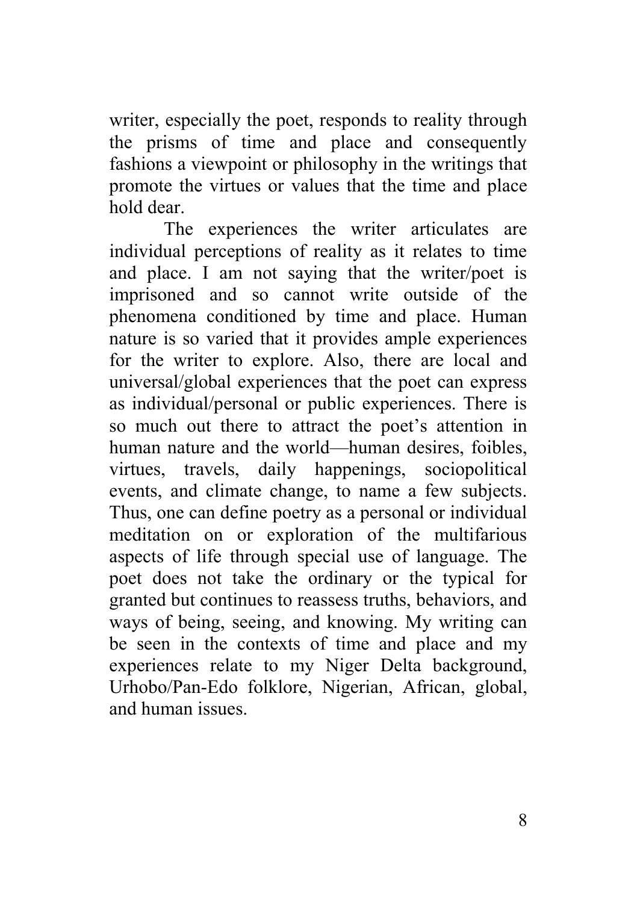writer, especially the poet, responds to reality through the prisms of time and place and consequently fashions a viewpoint or philosophy in the writings that promote the virtues or values that the time and place hold dear.

The experiences the writer articulates are individual perceptions of reality as it relates to time and place. I am not saying that the writer/poet is imprisoned and so cannot write outside of the phenomena conditioned by time and place. Human nature is so varied that it provides ample experiences for the writer to explore. Also, there are local and universal/global experiences that the poet can express as individual/personal or public experiences. There is so much out there to attract the poet's attention in human nature and the world—human desires, foibles, virtues, travels, daily happenings, sociopolitical events, and climate change, to name a few subjects. Thus, one can define poetry as a personal or individual meditation on or exploration of the multifarious aspects of life through special use of language. The poet does not take the ordinary or the typical for granted but continues to reassess truths, behaviors, and ways of being, seeing, and knowing. My writing can be seen in the contexts of time and place and my experiences relate to my Niger Delta background, Urhobo/Pan-Edo folklore, Nigerian, African, global, and human issues.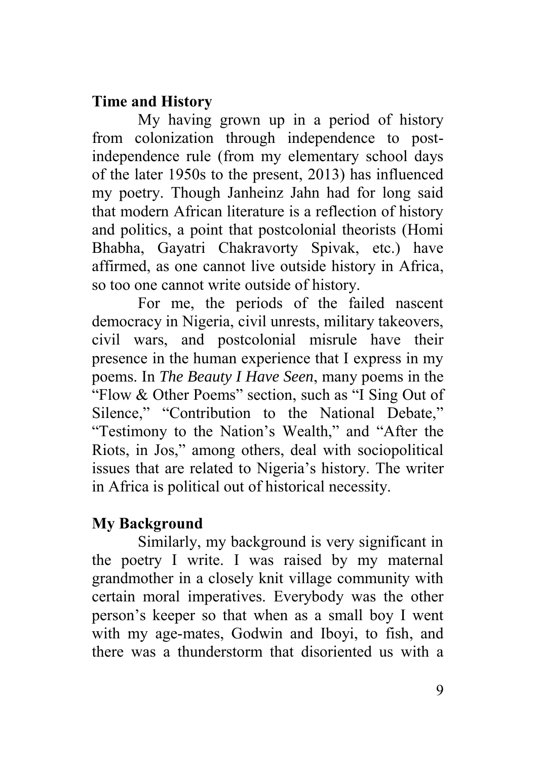## Time and History

My having grown up in a period of history from colonization through independence to post-independence rule (from my elementary school days of the later 1950s to the present, 2013) has influenced my poetry. Though Janheinz Jahn had for long said that modern African literature is a reflection of history and politics, a point that postcolonial theorists (Homi Bhabha, Gayatri Chakravorty Spivak, etc.) have affirmed, as one cannot live outside history in Africa, so too one cannot write outside of history.

For me, the periods of the failed nascent democracy in Nigeria, civil unrests, military takeovers, civil wars, and postcolonial misrule have their presence in the human experience that I express in my poems. In *The Beauty I Have Seen*, many poems in the "Flow & Other Poems" section, such as "I Sing Out of Silence," "Contribution to the National Debate," "Testimony to the Nation's Wealth," and "After the Riots, in Jos," among others, deal with sociopolitical issues that are related to Nigeria's history. The writer in Africa is political out of historical necessity.

## My Background

Similarly, my background is very significant in the poetry I write. I was raised by my maternal grandmother in a closely knit village community with certain moral imperatives. Everybody was the other person's keeper so that when as a small boy I went with my age-mates, Godwin and Iboyi, to fish, and there was a thunderstorm that disoriented us with a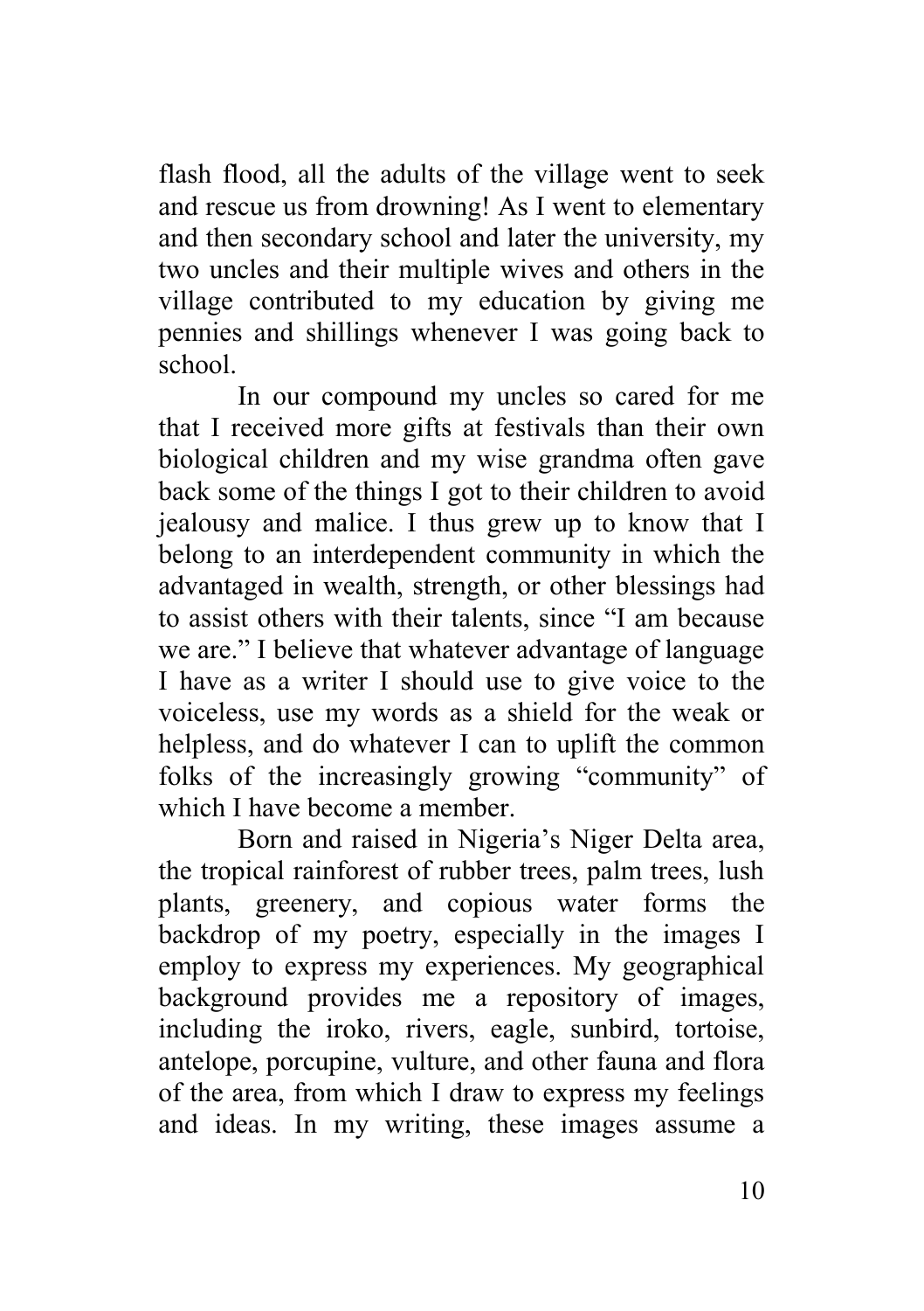flash flood, all the adults of the village went to seek and rescue us from drowning! As I went to elementary and then secondary school and later the university, my two uncles and their multiple wives and others in the village contributed to my education by giving me pennies and shillings whenever I was going back to school.

In our compound my uncles so cared for me that I received more gifts at festivals than their own biological children and my wise grandma often gave back some of the things I got to their children to avoid jealousy and malice. I thus grew up to know that I belong to an interdependent community in which the advantaged in wealth, strength, or other blessings had to assist others with their talents, since "I am because we are." I believe that whatever advantage of language I have as a writer I should use to give voice to the voiceless, use my words as a shield for the weak or helpless, and do whatever I can to uplift the common folks of the increasingly growing "community" of which I have become a member.

Born and raised in Nigeria's Niger Delta area, the tropical rainforest of rubber trees, palm trees, lush plants, greenery, and copious water forms the backdrop of my poetry, especially in the images I employ to express my experiences. My geographical background provides me a repository of images, including the iroko, rivers, eagle, sunbird, tortoise, antelope, porcupine, vulture, and other fauna and flora of the area, from which I draw to express my feelings and ideas. In my writing, these images assume a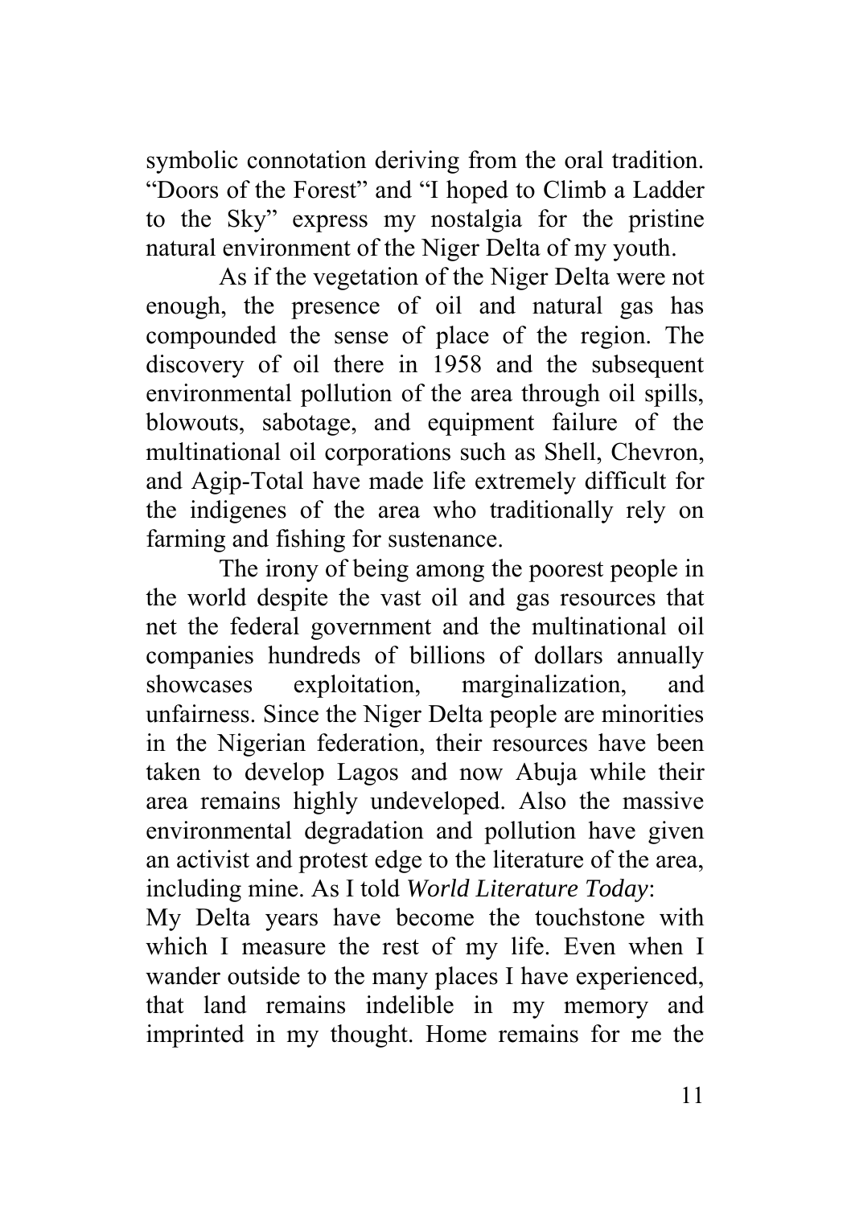symbolic connotation deriving from the oral tradition. "Doors of the Forest" and "I hoped to Climb a Ladder to the Sky" express my nostalgia for the pristine natural environment of the Niger Delta of my youth.

As if the vegetation of the Niger Delta were not enough, the presence of oil and natural gas has compounded the sense of place of the region. The discovery of oil there in 1958 and the subsequent environmental pollution of the area through oil spills, blowouts, sabotage, and equipment failure of the multinational oil corporations such as Shell, Chevron, and Agip-Total have made life extremely difficult for the indigenes of the area who traditionally rely on farming and fishing for sustenance.

The irony of being among the poorest people in the world despite the vast oil and gas resources that net the federal government and the multinational oil companies hundreds of billions of dollars annually showcases exploitation, marginalization, and unfairness. Since the Niger Delta people are minorities in the Nigerian federation, their resources have been taken to develop Lagos and now Abuja while their area remains highly undeveloped. Also the massive environmental degradation and pollution have given an activist and protest edge to the literature of the area, including mine. As I told *World Literature Today*:

My Delta years have become the touchstone with which I measure the rest of my life. Even when I wander outside to the many places I have experienced, that land remains indelible in my memory and imprinted in my thought. Home remains for me the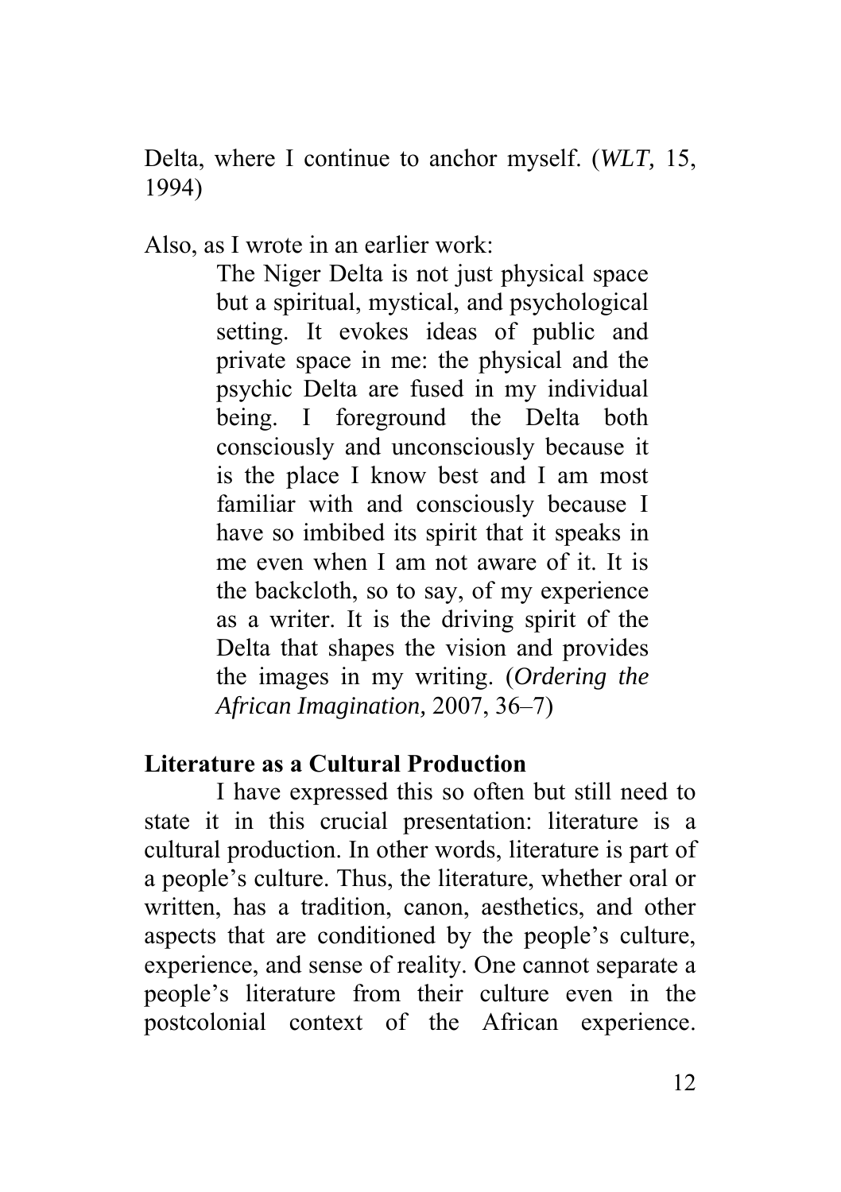Delta, where I continue to anchor myself. (*WLT,* 15, 1994)

Also, as I wrote in an earlier work:

> The Niger Delta is not just physical space but a spiritual, mystical, and psychological setting. It evokes ideas of public and private space in me: the physical and the psychic Delta are fused in my individual being. I foreground the Delta both consciously and unconsciously because it is the place I know best and I am most familiar with and consciously because I have so imbibed its spirit that it speaks in me even when I am not aware of it. It is the backcloth, so to say, of my experience as a writer. It is the driving spirit of the Delta that shapes the vision and provides the images in my writing. (*Ordering the African Imagination,* 2007, 36–7)

**Literature as a Cultural Production**

I have expressed this so often but still need to state it in this crucial presentation: literature is a cultural production. In other words, literature is part of a people's culture. Thus, the literature, whether oral or written, has a tradition, canon, aesthetics, and other aspects that are conditioned by the people's culture, experience, and sense of reality. One cannot separate a people's literature from their culture even in the postcolonial context of the African experience.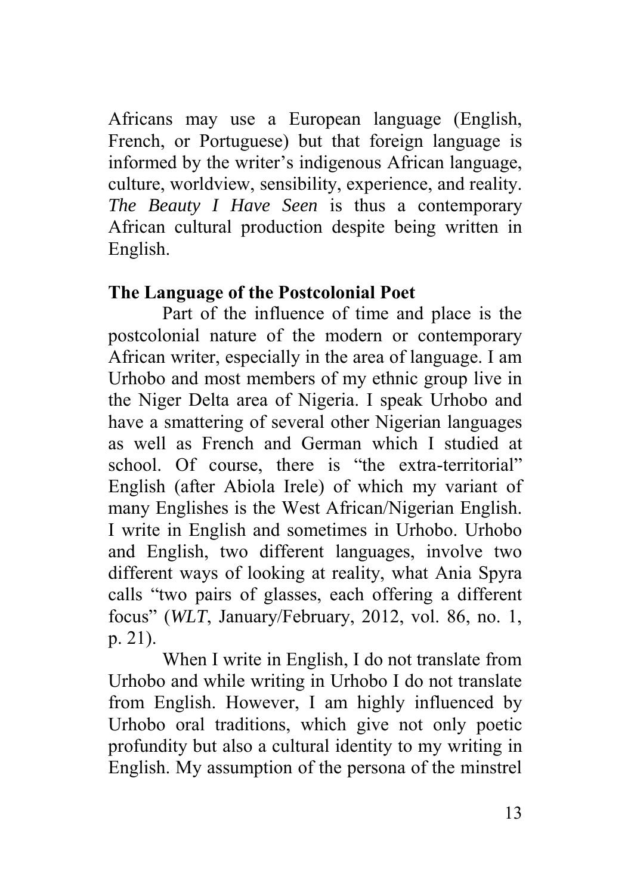Africans may use a European language (English, French, or Portuguese) but that foreign language is informed by the writer's indigenous African language, culture, worldview, sensibility, experience, and reality. *The Beauty I Have Seen* is thus a contemporary African cultural production despite being written in English.

### The Language of the Postcolonial Poet

Part of the influence of time and place is the postcolonial nature of the modern or contemporary African writer, especially in the area of language. I am Urhobo and most members of my ethnic group live in the Niger Delta area of Nigeria. I speak Urhobo and have a smattering of several other Nigerian languages as well as French and German which I studied at school. Of course, there is "the extra-territorial" English (after Abiola Irele) of which my variant of many Englishes is the West African/Nigerian English. I write in English and sometimes in Urhobo. Urhobo and English, two different languages, involve two different ways of looking at reality, what Ania Spyra calls "two pairs of glasses, each offering a different focus" (*WLT*, January/February, 2012, vol. 86, no. 1, p. 21).

When I write in English, I do not translate from Urhobo and while writing in Urhobo I do not translate from English. However, I am highly influenced by Urhobo oral traditions, which give not only poetic profundity but also a cultural identity to my writing in English. My assumption of the persona of the minstrel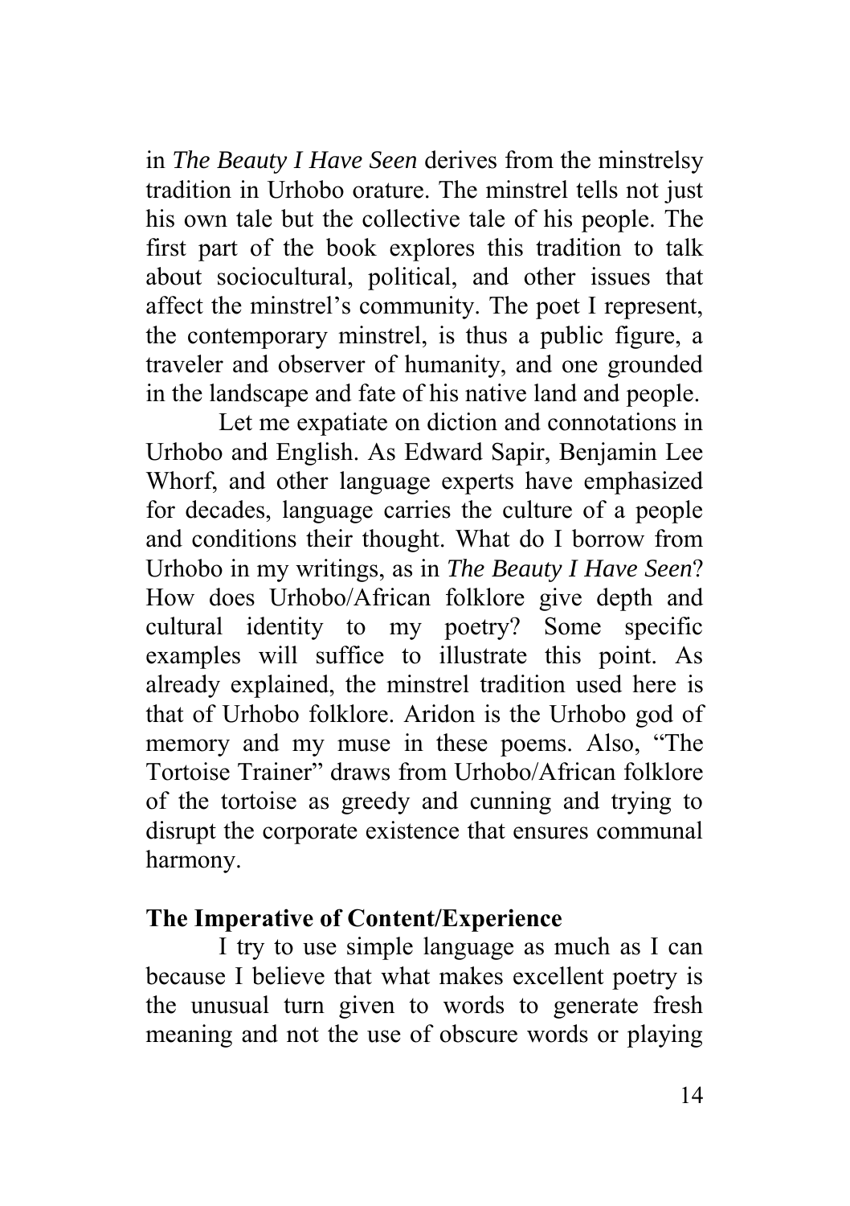in *The Beauty I Have Seen* derives from the minstrelsy tradition in Urhobo orature. The minstrel tells not just his own tale but the collective tale of his people. The first part of the book explores this tradition to talk about sociocultural, political, and other issues that affect the minstrel's community. The poet I represent, the contemporary minstrel, is thus a public figure, a traveler and observer of humanity, and one grounded in the landscape and fate of his native land and people.

Let me expatiate on diction and connotations in Urhobo and English. As Edward Sapir, Benjamin Lee Whorf, and other language experts have emphasized for decades, language carries the culture of a people and conditions their thought. What do I borrow from Urhobo in my writings, as in *The Beauty I Have Seen*? How does Urhobo/African folklore give depth and cultural identity to my poetry? Some specific examples will suffice to illustrate this point. As already explained, the minstrel tradition used here is that of Urhobo folklore. Aridon is the Urhobo god of memory and my muse in these poems. Also, "The Tortoise Trainer" draws from Urhobo/African folklore of the tortoise as greedy and cunning and trying to disrupt the corporate existence that ensures communal harmony.

**The Imperative of Content/Experience**

I try to use simple language as much as I can because I believe that what makes excellent poetry is the unusual turn given to words to generate fresh meaning and not the use of obscure words or playing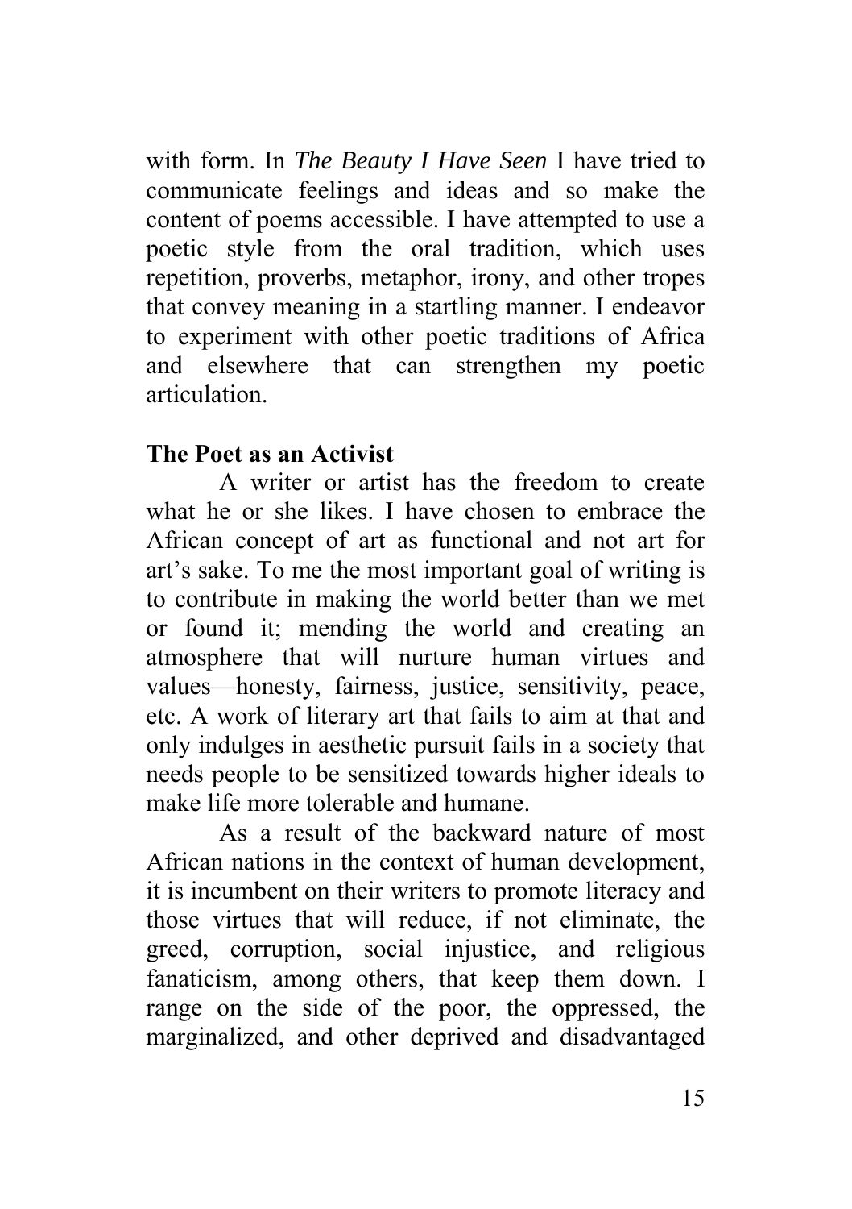with form. In *The Beauty I Have Seen* I have tried to communicate feelings and ideas and so make the content of poems accessible. I have attempted to use a poetic style from the oral tradition, which uses repetition, proverbs, metaphor, irony, and other tropes that convey meaning in a startling manner. I endeavor to experiment with other poetic traditions of Africa and elsewhere that can strengthen my poetic articulation.

**The Poet as an Activist**

A writer or artist has the freedom to create what he or she likes. I have chosen to embrace the African concept of art as functional and not art for art's sake. To me the most important goal of writing is to contribute in making the world better than we met or found it; mending the world and creating an atmosphere that will nurture human virtues and values—honesty, fairness, justice, sensitivity, peace, etc. A work of literary art that fails to aim at that and only indulges in aesthetic pursuit fails in a society that needs people to be sensitized towards higher ideals to make life more tolerable and humane.

As a result of the backward nature of most African nations in the context of human development, it is incumbent on their writers to promote literacy and those virtues that will reduce, if not eliminate, the greed, corruption, social injustice, and religious fanaticism, among others, that keep them down. I range on the side of the poor, the oppressed, the marginalized, and other deprived and disadvantaged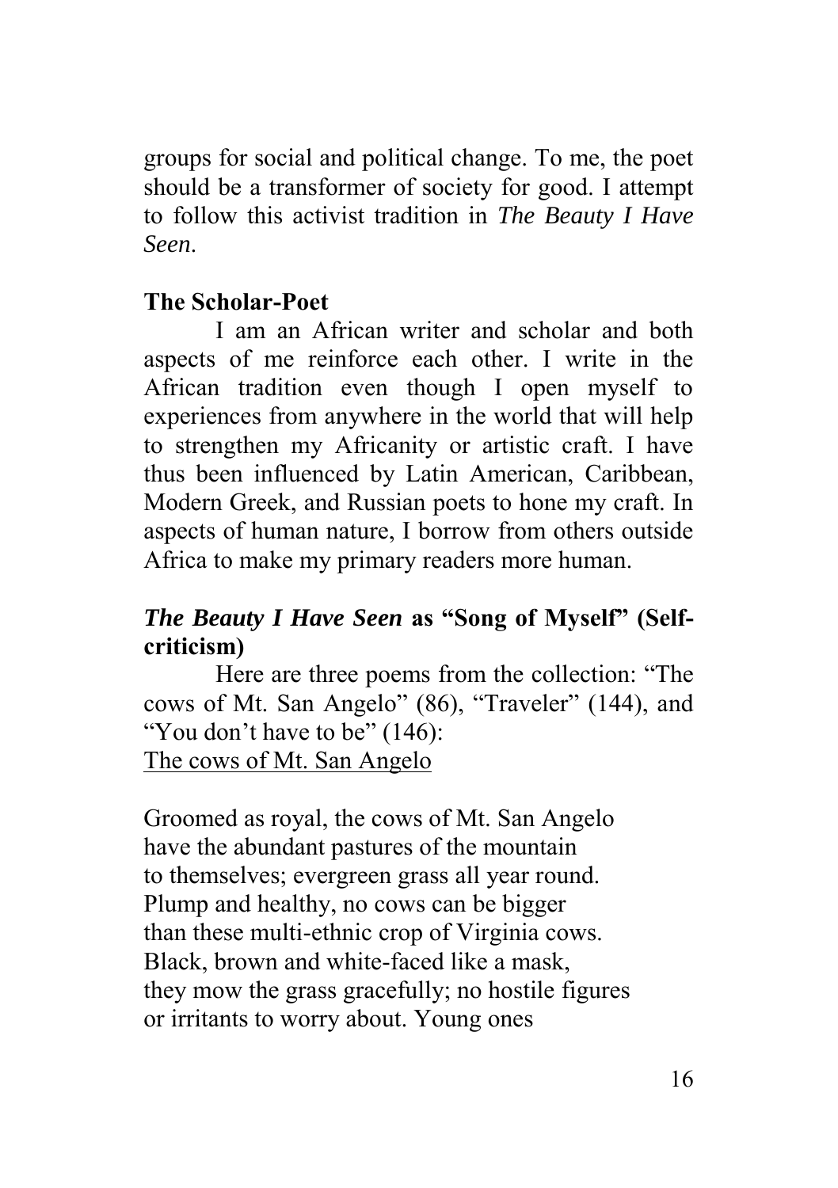groups for social and political change. To me, the poet should be a transformer of society for good. I attempt to follow this activist tradition in *The Beauty I Have Seen*.

### The Scholar-Poet

I am an African writer and scholar and both aspects of me reinforce each other. I write in the African tradition even though I open myself to experiences from anywhere in the world that will help to strengthen my Africanity or artistic craft. I have thus been influenced by Latin American, Caribbean, Modern Greek, and Russian poets to hone my craft. In aspects of human nature, I borrow from others outside Africa to make my primary readers more human.

### *The Beauty I Have Seen* as "Song of Myself" (Self-criticism)

Here are three poems from the collection: "The cows of Mt. San Angelo" (86), "Traveler" (144), and "You don't have to be" (146):

<u>The cows of Mt. San Angelo</u>

Groomed as royal, the cows of Mt. San Angelo
have the abundant pastures of the mountain
to themselves; evergreen grass all year round.
Plump and healthy, no cows can be bigger
than these multi-ethnic crop of Virginia cows.
Black, brown and white-faced like a mask,
they mow the grass gracefully; no hostile figures
or irritants to worry about. Young ones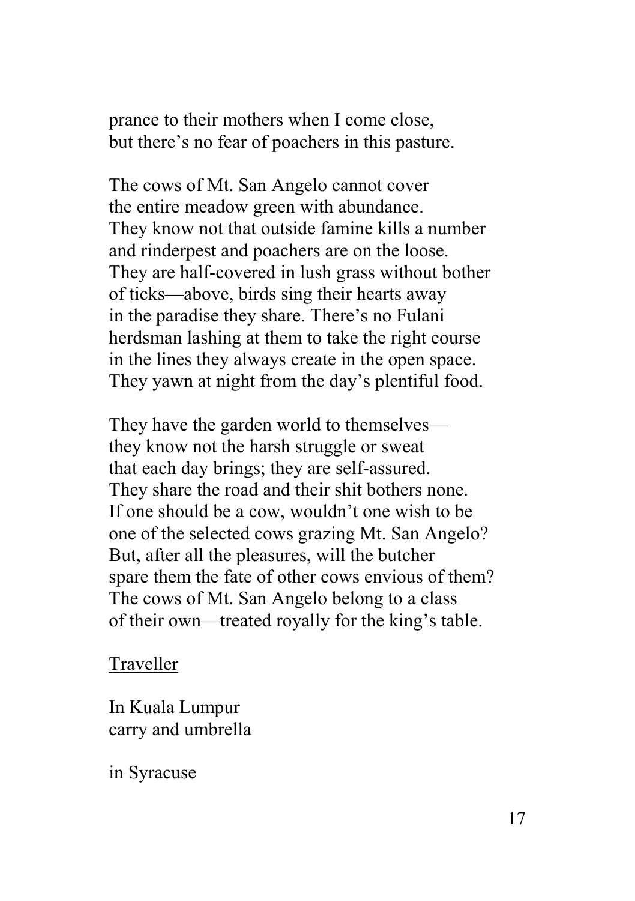prance to their mothers when I come close,
but there's no fear of poachers in this pasture.

The cows of Mt. San Angelo cannot cover
the entire meadow green with abundance.
They know not that outside famine kills a number
and rinderpest and poachers are on the loose.
They are half-covered in lush grass without bother
of ticks—above, birds sing their hearts away
in the paradise they share. There's no Fulani
herdsman lashing at them to take the right course
in the lines they always create in the open space.
They yawn at night from the day's plentiful food.

They have the garden world to themselves—
they know not the harsh struggle or sweat
that each day brings; they are self-assured.
They share the road and their shit bothers none.
If one should be a cow, wouldn't one wish to be
one of the selected cows grazing Mt. San Angelo?
But, after all the pleasures, will the butcher
spare them the fate of other cows envious of them?
The cows of Mt. San Angelo belong to a class
of their own—treated royally for the king's table.

<u>Traveller</u>

In Kuala Lumpur
carry and umbrella

in Syracuse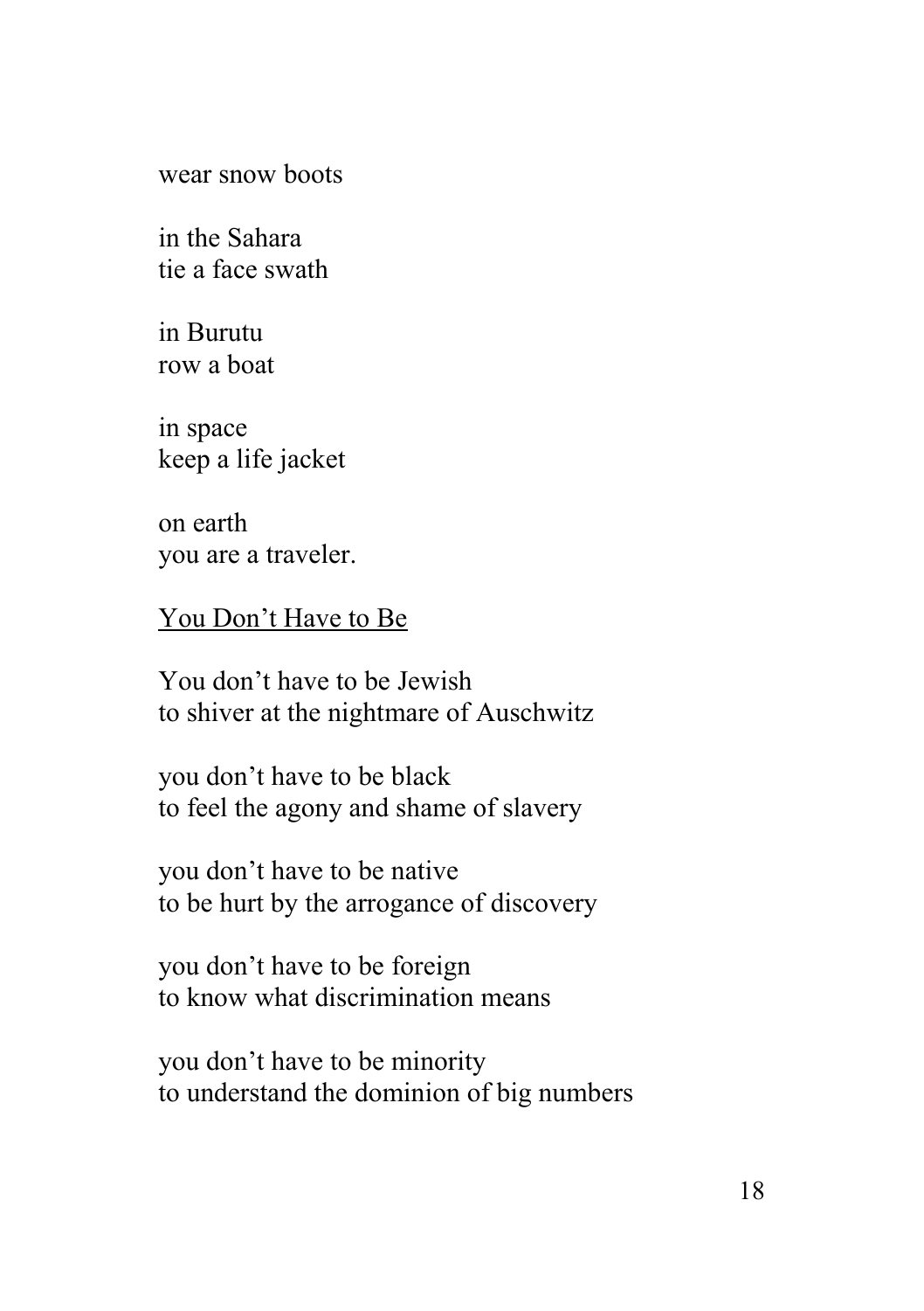wear snow boots

in the Sahara
tie a face swath

in Burutu
row a boat

in space
keep a life jacket

on earth
you are a traveler.

<u>You Don't Have to Be</u>

You don't have to be Jewish
to shiver at the nightmare of Auschwitz

you don't have to be black
to feel the agony and shame of slavery

you don't have to be native
to be hurt by the arrogance of discovery

you don't have to be foreign
to know what discrimination means

you don't have to be minority
to understand the dominion of big numbers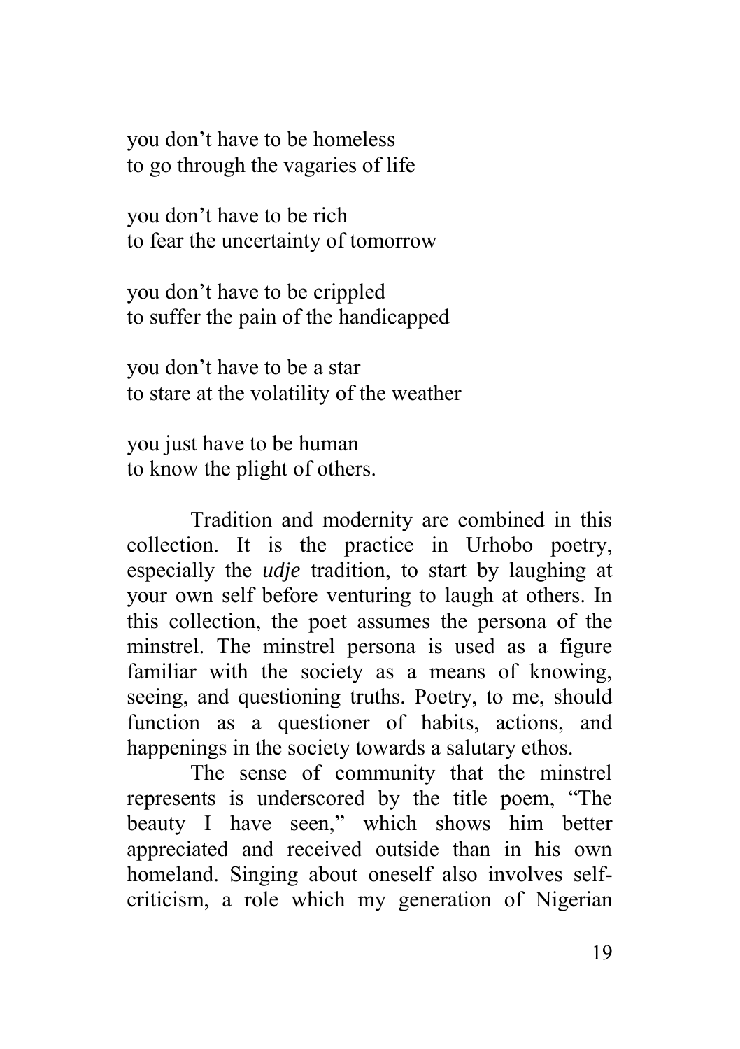you don't have to be homeless  
to go through the vagaries of life

you don't have to be rich  
to fear the uncertainty of tomorrow

you don't have to be crippled  
to suffer the pain of the handicapped

you don't have to be a star  
to stare at the volatility of the weather

you just have to be human  
to know the plight of others.

Tradition and modernity are combined in this collection. It is the practice in Urhobo poetry, especially the *udje* tradition, to start by laughing at your own self before venturing to laugh at others. In this collection, the poet assumes the persona of the minstrel. The minstrel persona is used as a figure familiar with the society as a means of knowing, seeing, and questioning truths. Poetry, to me, should function as a questioner of habits, actions, and happenings in the society towards a salutary ethos.

The sense of community that the minstrel represents is underscored by the title poem, "The beauty I have seen," which shows him better appreciated and received outside than in his own homeland. Singing about oneself also involves self-criticism, a role which my generation of Nigerian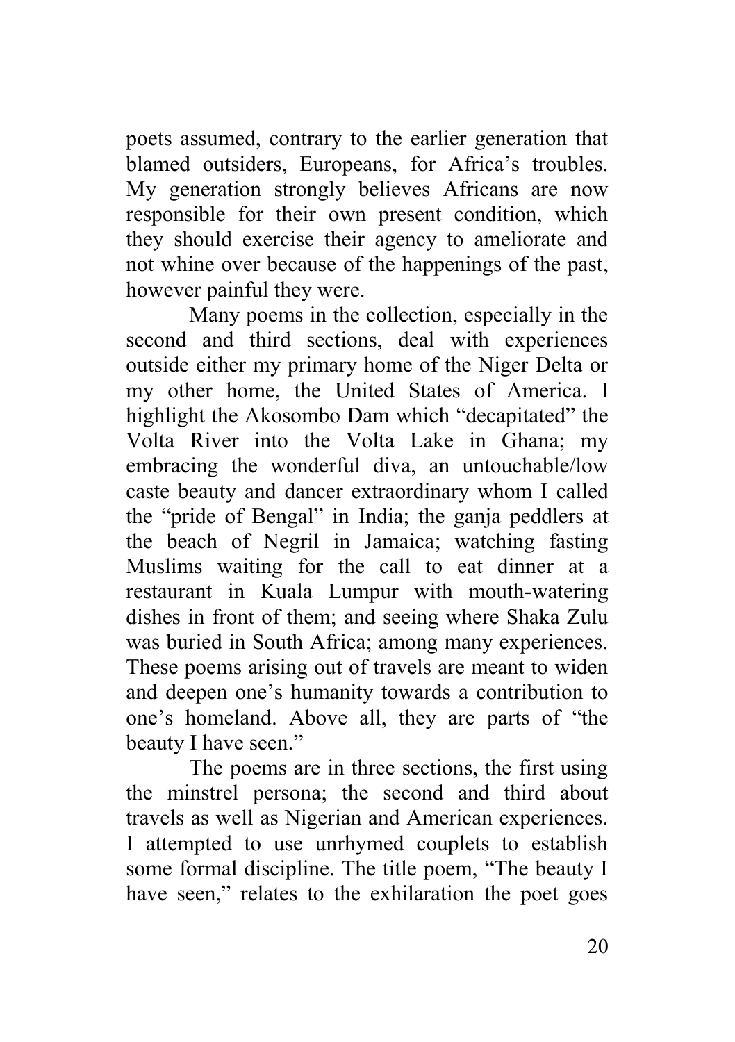poets assumed, contrary to the earlier generation that blamed outsiders, Europeans, for Africa's troubles. My generation strongly believes Africans are now responsible for their own present condition, which they should exercise their agency to ameliorate and not whine over because of the happenings of the past, however painful they were.

Many poems in the collection, especially in the second and third sections, deal with experiences outside either my primary home of the Niger Delta or my other home, the United States of America. I highlight the Akosombo Dam which "decapitated" the Volta River into the Volta Lake in Ghana; my embracing the wonderful diva, an untouchable/low caste beauty and dancer extraordinary whom I called the "pride of Bengal" in India; the ganja peddlers at the beach of Negril in Jamaica; watching fasting Muslims waiting for the call to eat dinner at a restaurant in Kuala Lumpur with mouth-watering dishes in front of them; and seeing where Shaka Zulu was buried in South Africa; among many experiences. These poems arising out of travels are meant to widen and deepen one's humanity towards a contribution to one's homeland. Above all, they are parts of "the beauty I have seen."

The poems are in three sections, the first using the minstrel persona; the second and third about travels as well as Nigerian and American experiences. I attempted to use unrhymed couplets to establish some formal discipline. The title poem, "The beauty I have seen," relates to the exhilaration the poet goes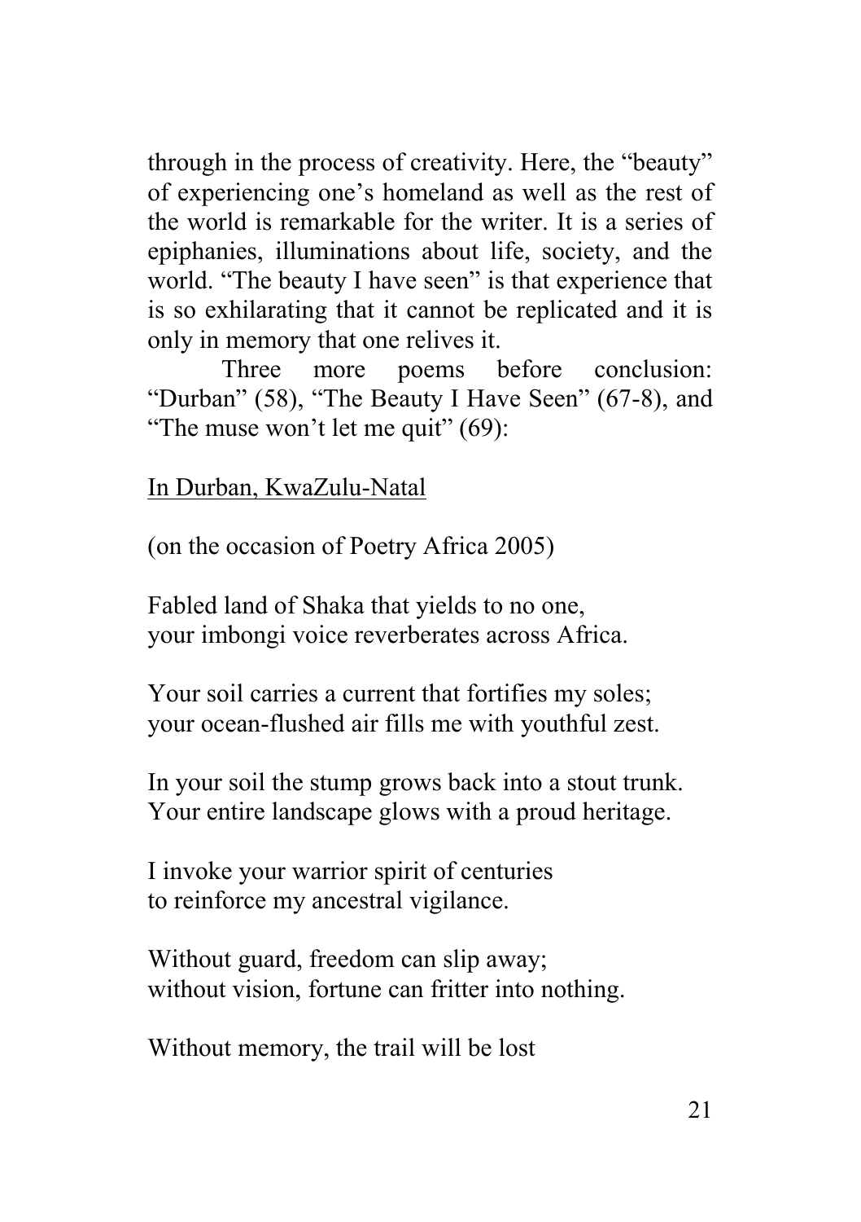through in the process of creativity. Here, the "beauty" of experiencing one's homeland as well as the rest of the world is remarkable for the writer. It is a series of epiphanies, illuminations about life, society, and the world. "The beauty I have seen" is that experience that is so exhilarating that it cannot be replicated and it is only in memory that one relives it.

Three more poems before conclusion: "Durban" (58), "The Beauty I Have Seen" (67-8), and "The muse won't let me quit" (69):

<u>In Durban, KwaZulu-Natal</u>

(on the occasion of Poetry Africa 2005)

Fabled land of Shaka that yields to no one,  
your imbongi voice reverberates across Africa.

Your soil carries a current that fortifies my soles;  
your ocean-flushed air fills me with youthful zest.

In your soil the stump grows back into a stout trunk.  
Your entire landscape glows with a proud heritage.

I invoke your warrior spirit of centuries  
to reinforce my ancestral vigilance.

Without guard, freedom can slip away;  
without vision, fortune can fritter into nothing.

Without memory, the trail will be lost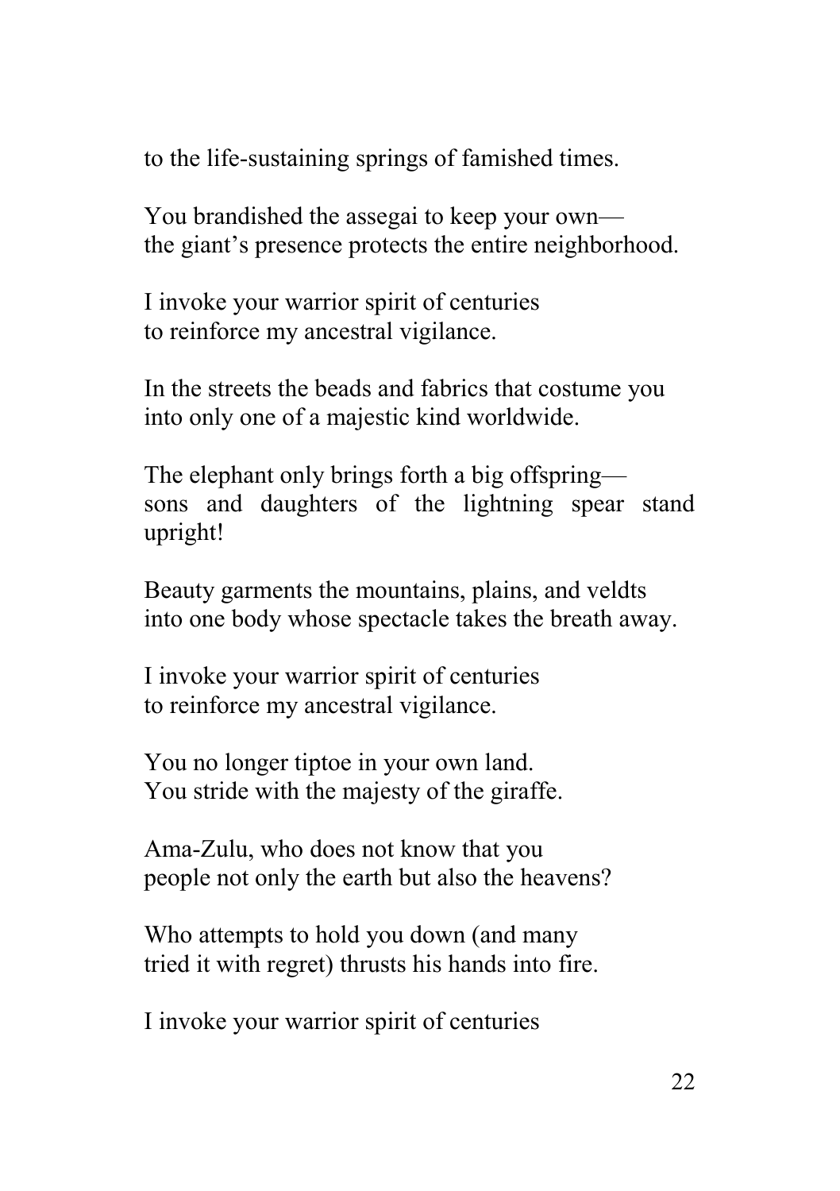to the life-sustaining springs of famished times.

You brandished the assegai to keep your own—
the giant's presence protects the entire neighborhood.

I invoke your warrior spirit of centuries
to reinforce my ancestral vigilance.

In the streets the beads and fabrics that costume you
into only one of a majestic kind worldwide.

The elephant only brings forth a big offspring—
sons and daughters of the lightning spear stand upright!

Beauty garments the mountains, plains, and veldts
into one body whose spectacle takes the breath away.

I invoke your warrior spirit of centuries
to reinforce my ancestral vigilance.

You no longer tiptoe in your own land.
You stride with the majesty of the giraffe.

Ama-Zulu, who does not know that you
people not only the earth but also the heavens?

Who attempts to hold you down (and many
tried it with regret) thrusts his hands into fire.

I invoke your warrior spirit of centuries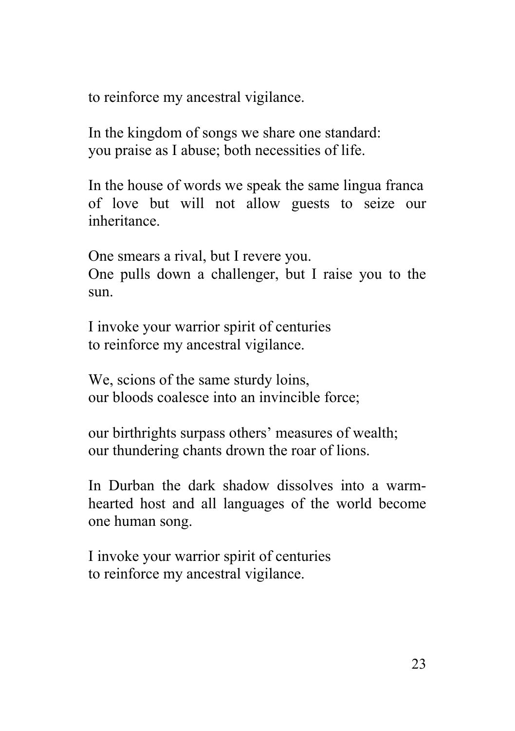to reinforce my ancestral vigilance.

In the kingdom of songs we share one standard:
you praise as I abuse; both necessities of life.

In the house of words we speak the same lingua franca of love but will not allow guests to seize our inheritance.

One smears a rival, but I revere you.
One pulls down a challenger, but I raise you to the sun.

I invoke your warrior spirit of centuries
to reinforce my ancestral vigilance.

We, scions of the same sturdy loins,
our bloods coalesce into an invincible force;

our birthrights surpass others' measures of wealth;
our thundering chants drown the roar of lions.

In Durban the dark shadow dissolves into a warm-hearted host and all languages of the world become one human song.

I invoke your warrior spirit of centuries
to reinforce my ancestral vigilance.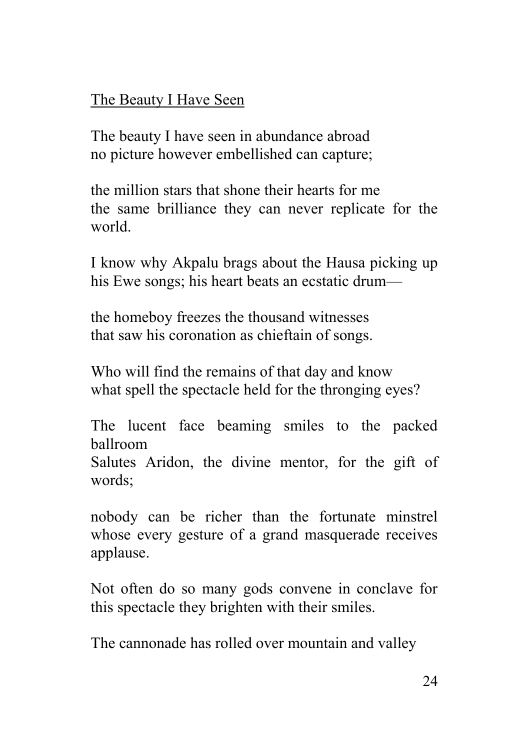The Beauty I Have Seen

The beauty I have seen in abundance abroad
no picture however embellished can capture;

the million stars that shone their hearts for me
the same brilliance they can never replicate for the world.

I know why Akpalu brags about the Hausa picking up
his Ewe songs; his heart beats an ecstatic drum—

the homeboy freezes the thousand witnesses
that saw his coronation as chieftain of songs.

Who will find the remains of that day and know
what spell the spectacle held for the thronging eyes?

The lucent face beaming smiles to the packed ballroom
Salutes Aridon, the divine mentor, for the gift of words;

nobody can be richer than the fortunate minstrel
whose every gesture of a grand masquerade receives applause.

Not often do so many gods convene in conclave for
this spectacle they brighten with their smiles.

The cannonade has rolled over mountain and valley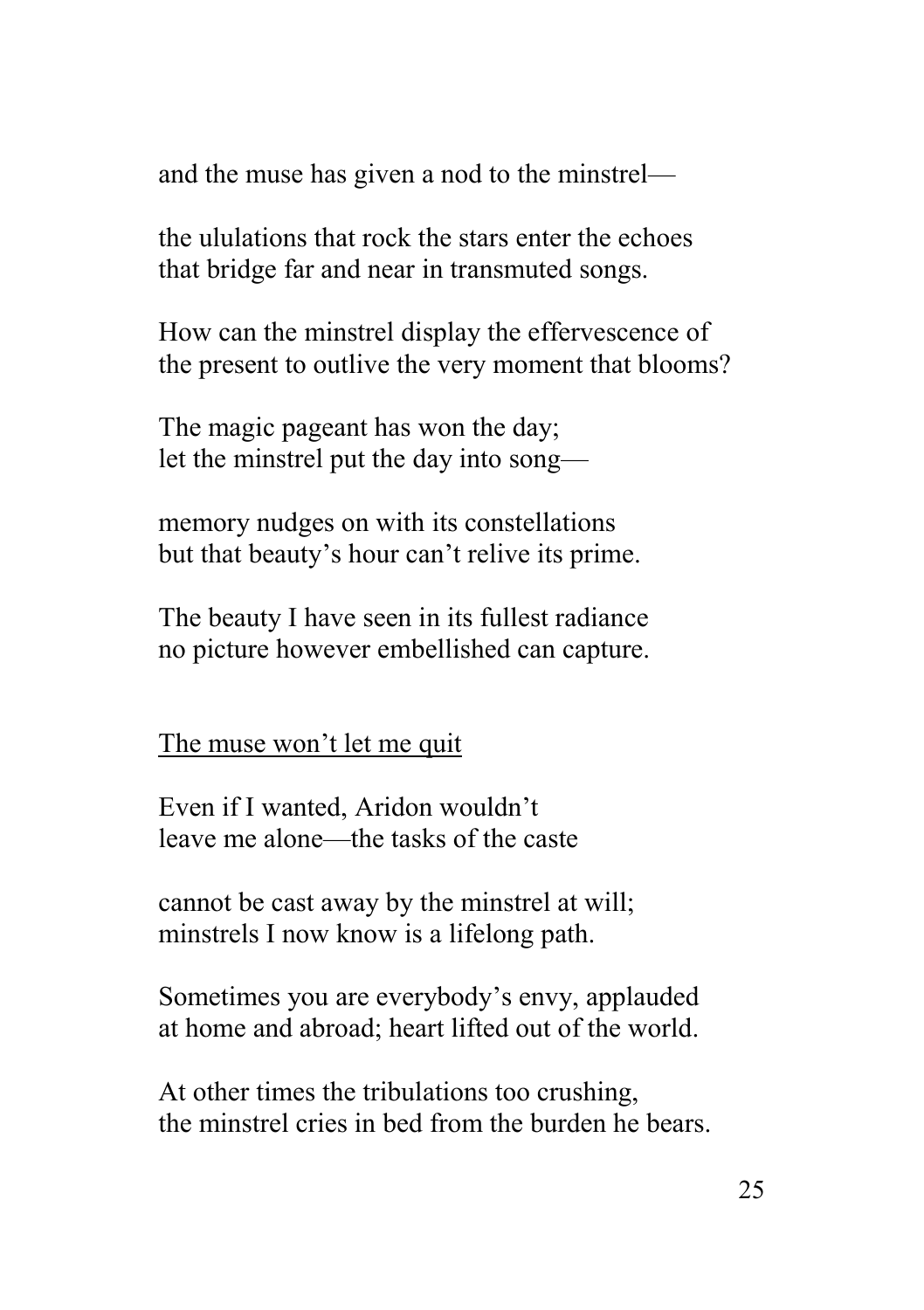and the muse has given a nod to the minstrel—

the ululations that rock the stars enter the echoes
that bridge far and near in transmuted songs.

How can the minstrel display the effervescence of
the present to outlive the very moment that blooms?

The magic pageant has won the day;
let the minstrel put the day into song—

memory nudges on with its constellations
but that beauty's hour can't relive its prime.

The beauty I have seen in its fullest radiance
no picture however embellished can capture.

## The muse won't let me quit

Even if I wanted, Aridon wouldn't
leave me alone—the tasks of the caste

cannot be cast away by the minstrel at will;
minstrels I now know is a lifelong path.

Sometimes you are everybody's envy, applauded
at home and abroad; heart lifted out of the world.

At other times the tribulations too crushing,
the minstrel cries in bed from the burden he bears.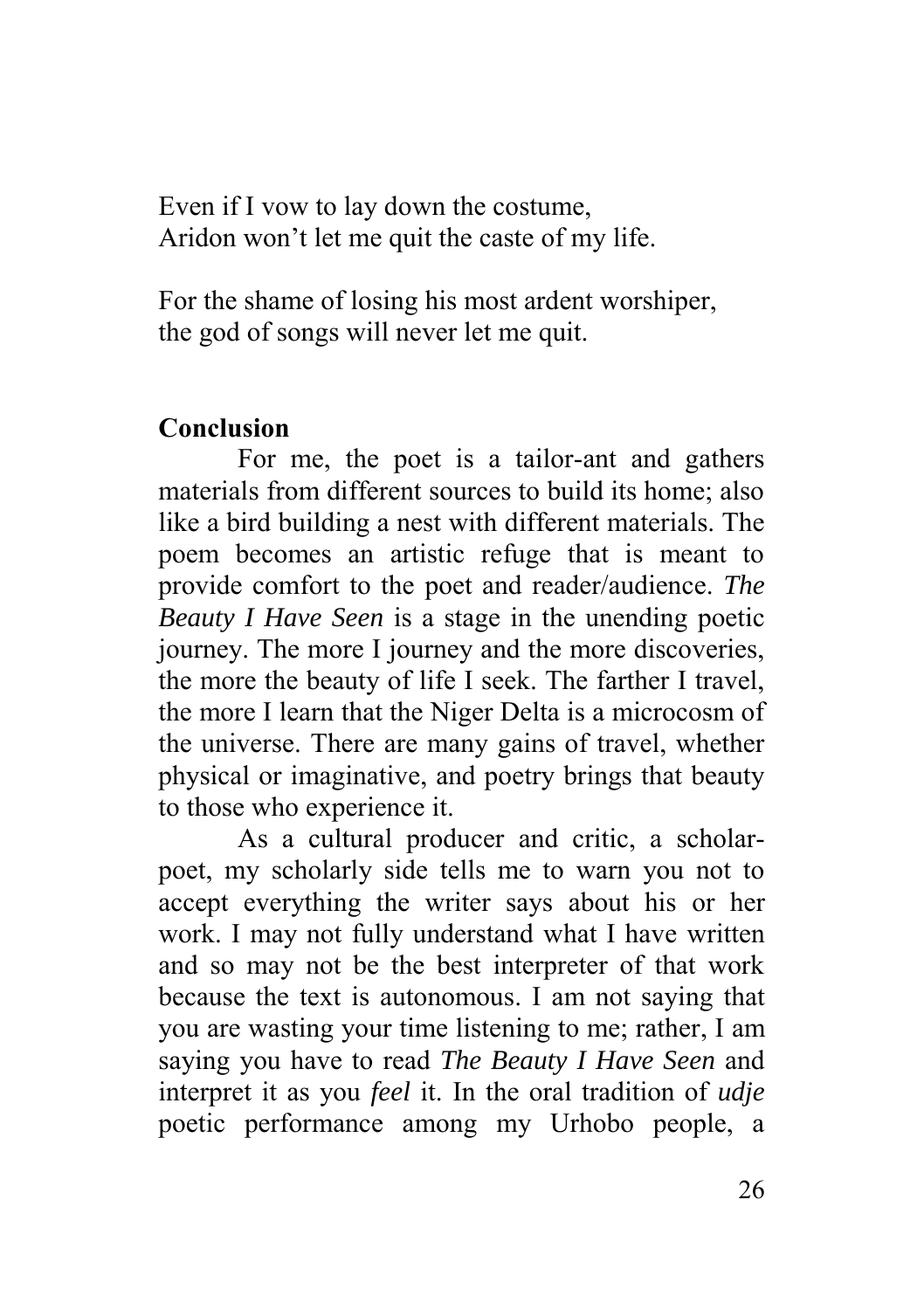Even if I vow to lay down the costume,  
Aridon won't let me quit the caste of my life.

For the shame of losing his most ardent worshiper,  
the god of songs will never let me quit.

## Conclusion

For me, the poet is a tailor-ant and gathers materials from different sources to build its home; also like a bird building a nest with different materials. The poem becomes an artistic refuge that is meant to provide comfort to the poet and reader/audience. *The Beauty I Have Seen* is a stage in the unending poetic journey. The more I journey and the more discoveries, the more the beauty of life I seek. The farther I travel, the more I learn that the Niger Delta is a microcosm of the universe. There are many gains of travel, whether physical or imaginative, and poetry brings that beauty to those who experience it.

As a cultural producer and critic, a scholar-poet, my scholarly side tells me to warn you not to accept everything the writer says about his or her work. I may not fully understand what I have written and so may not be the best interpreter of that work because the text is autonomous. I am not saying that you are wasting your time listening to me; rather, I am saying you have to read *The Beauty I Have Seen* and interpret it as you *feel* it. In the oral tradition of *udje* poetic performance among my Urhobo people, a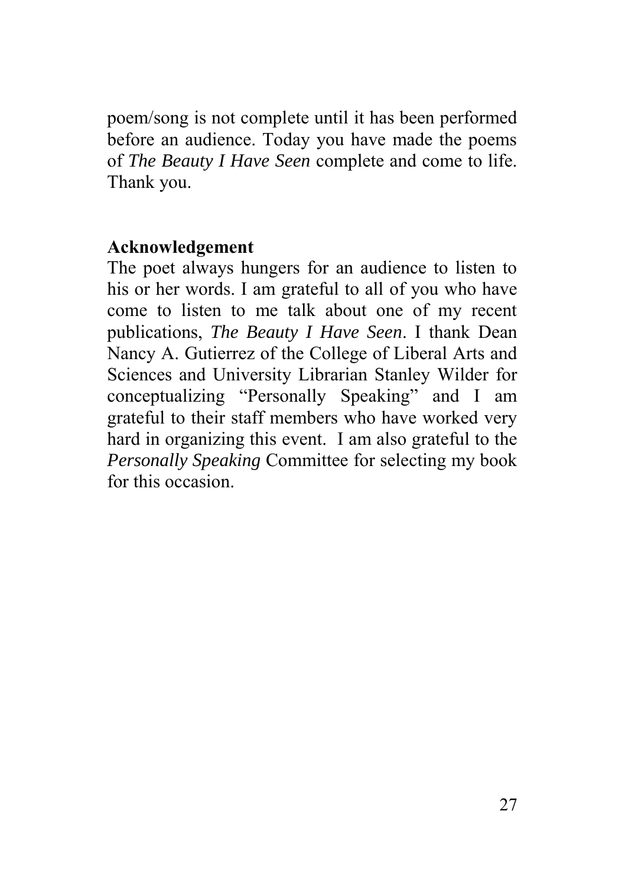poem/song is not complete until it has been performed before an audience. Today you have made the poems of *The Beauty I Have Seen* complete and come to life. Thank you.

**Acknowledgement**

The poet always hungers for an audience to listen to his or her words. I am grateful to all of you who have come to listen to me talk about one of my recent publications, *The Beauty I Have Seen*. I thank Dean Nancy A. Gutierrez of the College of Liberal Arts and Sciences and University Librarian Stanley Wilder for conceptualizing "Personally Speaking" and I am grateful to their staff members who have worked very hard in organizing this event. I am also grateful to the *Personally Speaking* Committee for selecting my book for this occasion.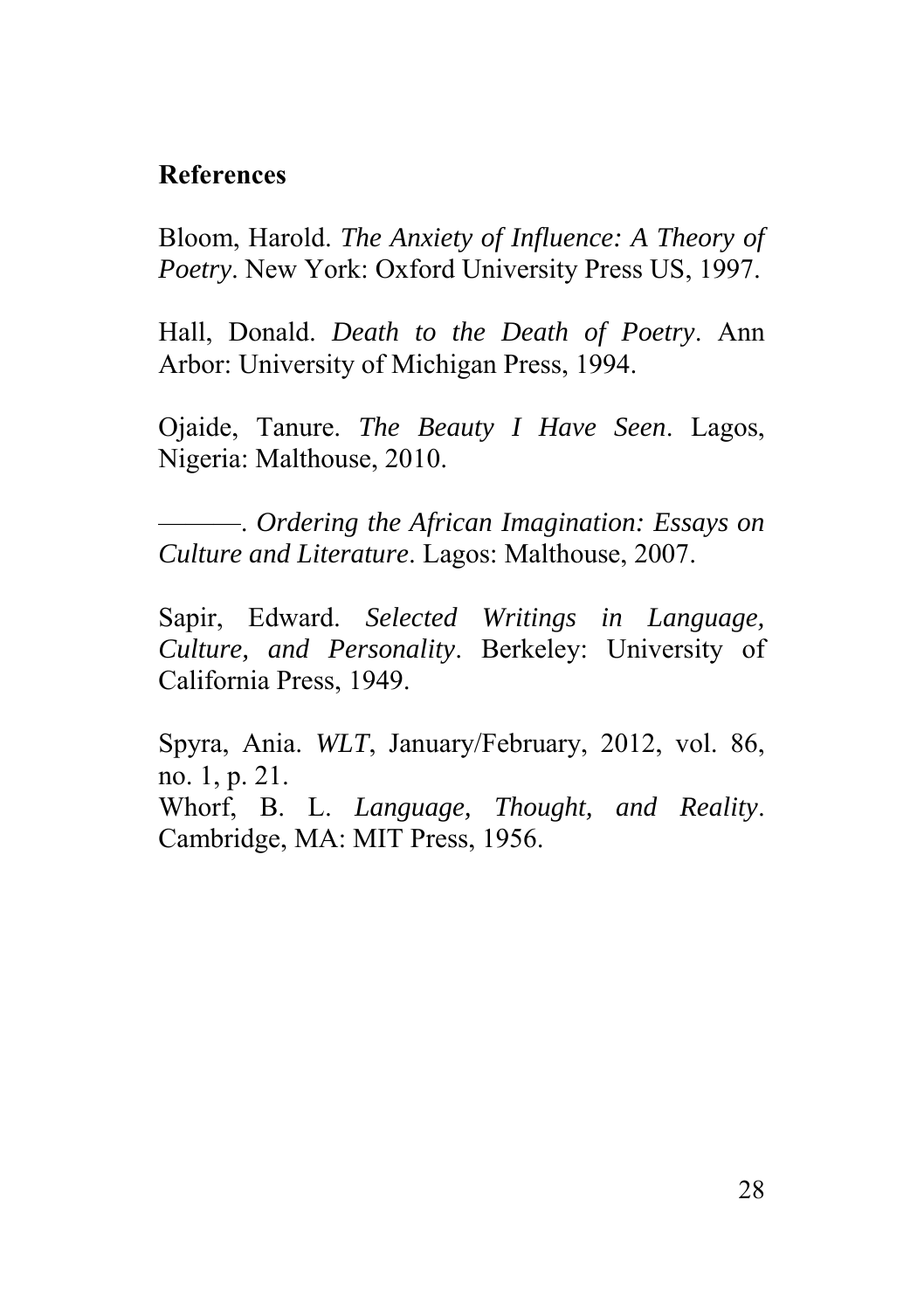## References

Bloom, Harold. *The Anxiety of Influence: A Theory of Poetry*. New York: Oxford University Press US, 1997.

Hall, Donald. *Death to the Death of Poetry*. Ann Arbor: University of Michigan Press, 1994.

Ojaide, Tanure. *The Beauty I Have Seen*. Lagos, Nigeria: Malthouse, 2010.

———. *Ordering the African Imagination: Essays on Culture and Literature*. Lagos: Malthouse, 2007.

Sapir, Edward. *Selected Writings in Language, Culture, and Personality*. Berkeley: University of California Press, 1949.

Spyra, Ania. *WLT*, January/February, 2012, vol. 86, no. 1, p. 21.

Whorf, B. L. *Language, Thought, and Reality*. Cambridge, MA: MIT Press, 1956.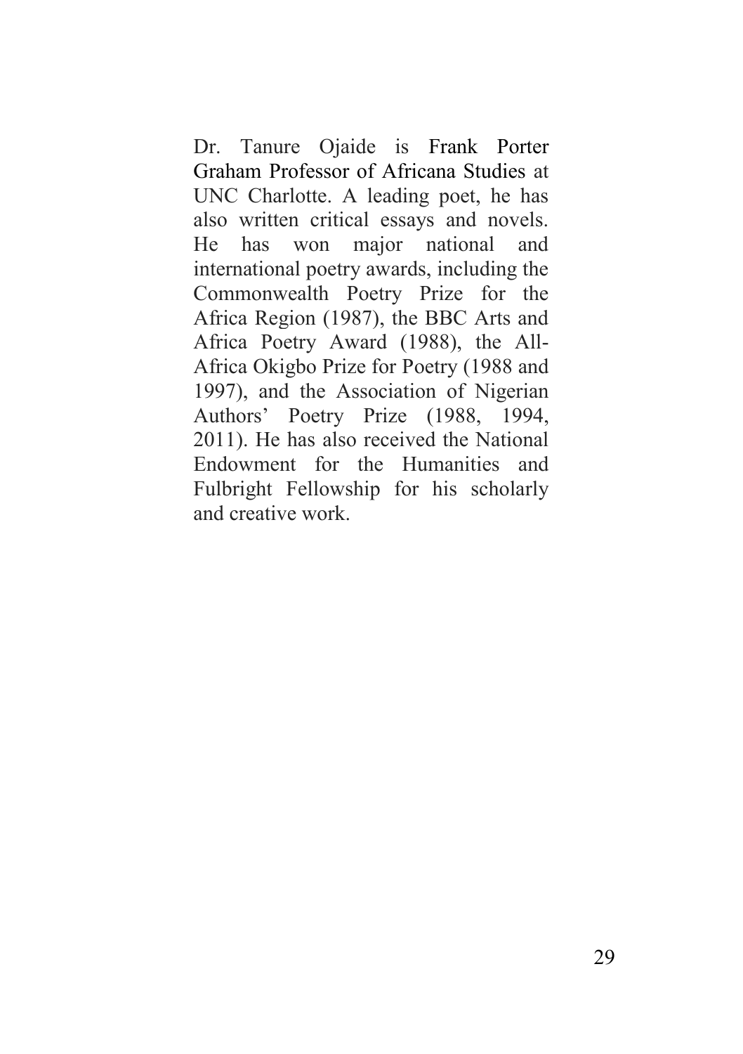Dr. Tanure Ojaide is Frank Porter Graham Professor of Africana Studies at UNC Charlotte. A leading poet, he has also written critical essays and novels. He has won major national and international poetry awards, including the Commonwealth Poetry Prize for the Africa Region (1987), the BBC Arts and Africa Poetry Award (1988), the All-Africa Okigbo Prize for Poetry (1988 and 1997), and the Association of Nigerian Authors' Poetry Prize (1988, 1994, 2011). He has also received the National Endowment for the Humanities and Fulbright Fellowship for his scholarly and creative work.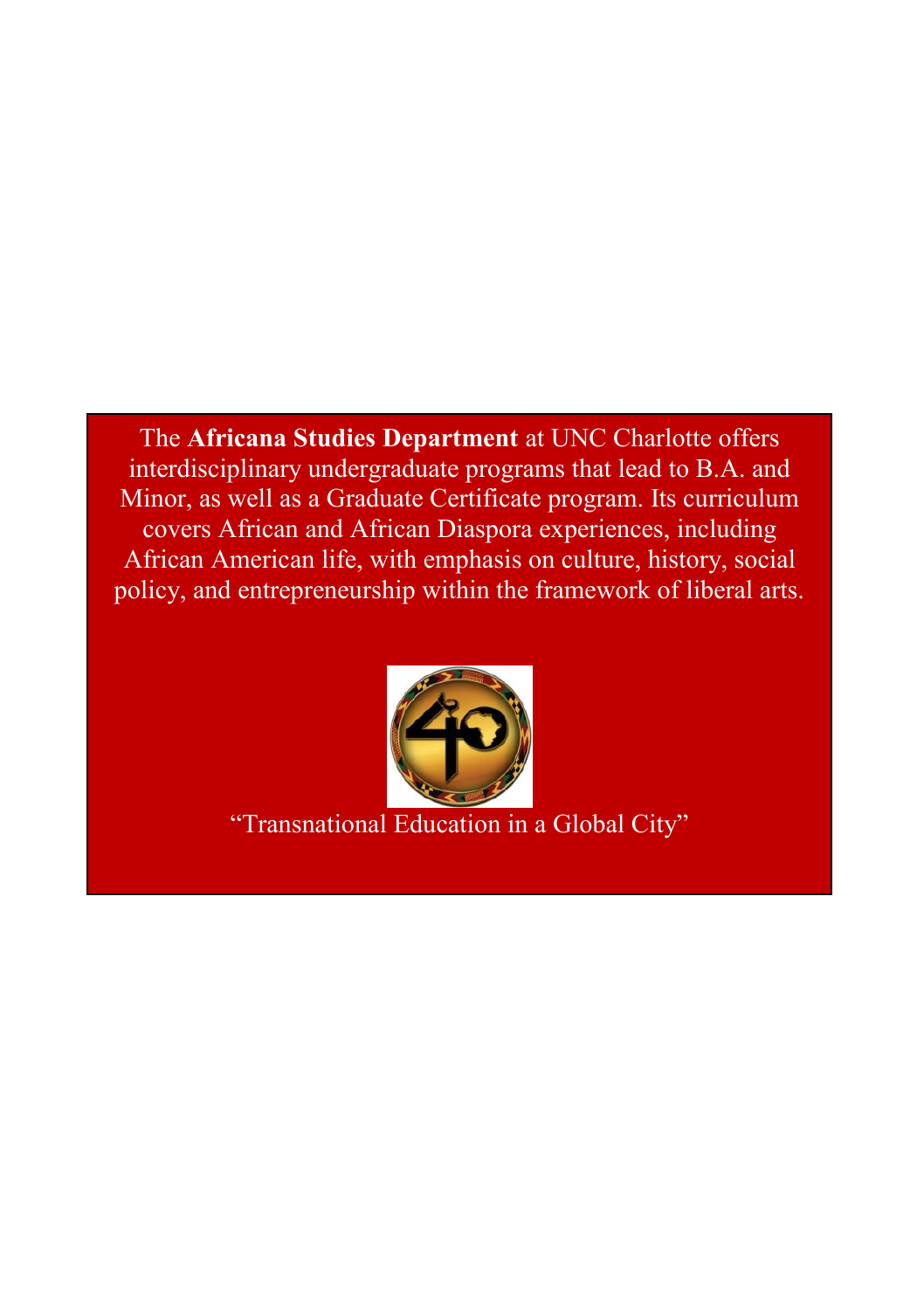The **Africana Studies Department** at UNC Charlotte offers interdisciplinary undergraduate programs that lead to B.A. and Minor, as well as a Graduate Certificate program. Its curriculum covers African and African Diaspora experiences, including African American life, with emphasis on culture, history, social policy, and entrepreneurship within the framework of liberal arts.

"Transnational Education in a Global City"